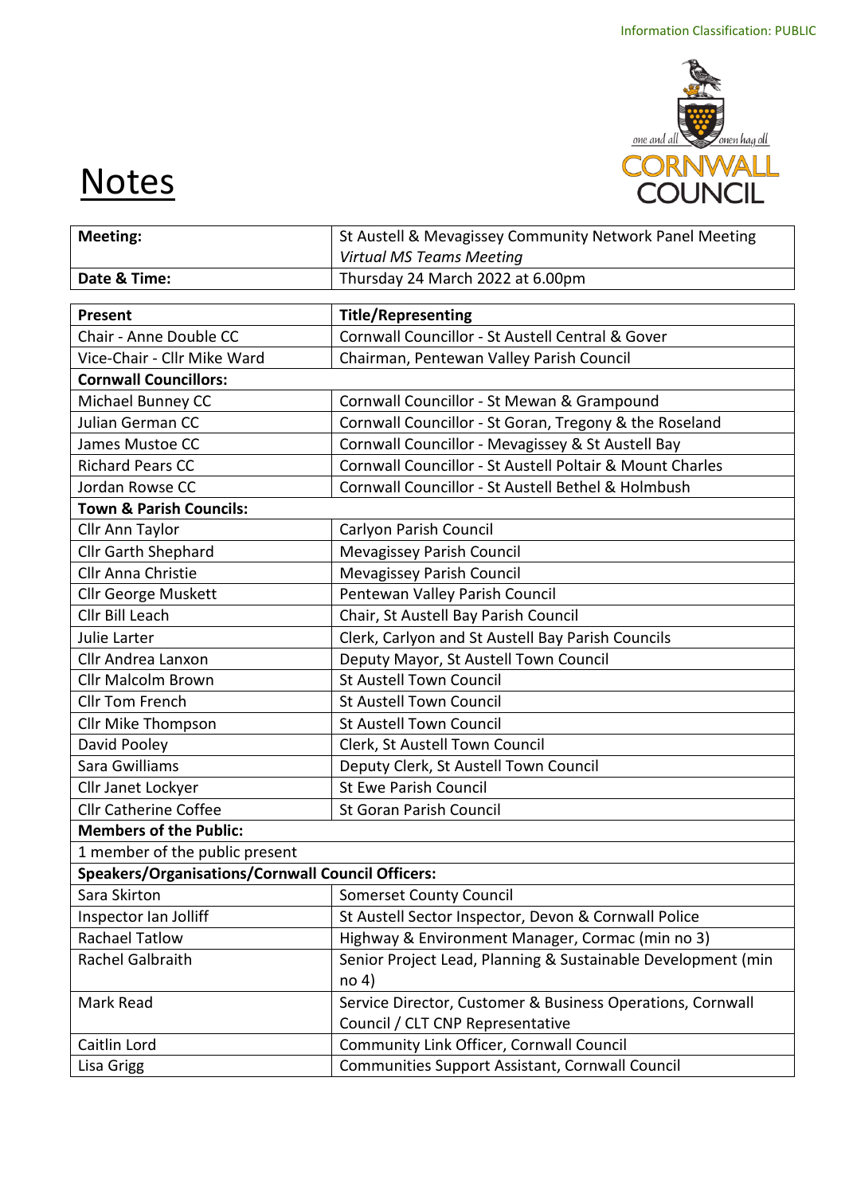Information Classification: PUBLIC

# Notes

| Meeting: | St Austell & Mevagissey Community Network Panel Meeting *Virtual MS Teams Meeting* |
|---|---|
| **Date & Time:** | Thursday 24 March 2022 at 6.00pm |

| Present | Title/Representing |
|---|---|
| Chair - Anne Double CC | Cornwall Councillor - St Austell Central & Gover |
| Vice-Chair - Cllr Mike Ward | Chairman, Pentewan Valley Parish Council |
| **Cornwall Councillors:** | |
| Michael Bunney CC | Cornwall Councillor - St Mewan & Grampound |
| Julian German CC | Cornwall Councillor - St Goran, Tregony & the Roseland |
| James Mustoe CC | Cornwall Councillor - Mevagissey & St Austell Bay |
| Richard Pears CC | Cornwall Councillor - St Austell Poltair & Mount Charles |
| Jordan Rowse CC | Cornwall Councillor - St Austell Bethel & Holmbush |
| **Town & Parish Councils:** | |
| Cllr Ann Taylor | Carlyon Parish Council |
| Cllr Garth Shephard | Mevagissey Parish Council |
| Cllr Anna Christie | Mevagissey Parish Council |
| Cllr George Muskett | Pentewan Valley Parish Council |
| Cllr Bill Leach | Chair, St Austell Bay Parish Council |
| Julie Larter | Clerk, Carlyon and St Austell Bay Parish Councils |
| Cllr Andrea Lanxon | Deputy Mayor, St Austell Town Council |
| Cllr Malcolm Brown | St Austell Town Council |
| Cllr Tom French | St Austell Town Council |
| Cllr Mike Thompson | St Austell Town Council |
| David Pooley | Clerk, St Austell Town Council |
| Sara Gwilliams | Deputy Clerk, St Austell Town Council |
| Cllr Janet Lockyer | St Ewe Parish Council |
| Cllr Catherine Coffee | St Goran Parish Council |
| **Members of the Public:** | |
| 1 member of the public present | |
| **Speakers/Organisations/Cornwall Council Officers:** | |
| Sara Skirton | Somerset County Council |
| Inspector Ian Jolliff | St Austell Sector Inspector, Devon & Cornwall Police |
| Rachael Tatlow | Highway & Environment Manager, Cormac (min no 3) |
| Rachel Galbraith | Senior Project Lead, Planning & Sustainable Development (min no 4) |
| Mark Read | Service Director, Customer & Business Operations, Cornwall Council / CLT CNP Representative |
| Caitlin Lord | Community Link Officer, Cornwall Council |
| Lisa Grigg | Communities Support Assistant, Cornwall Council |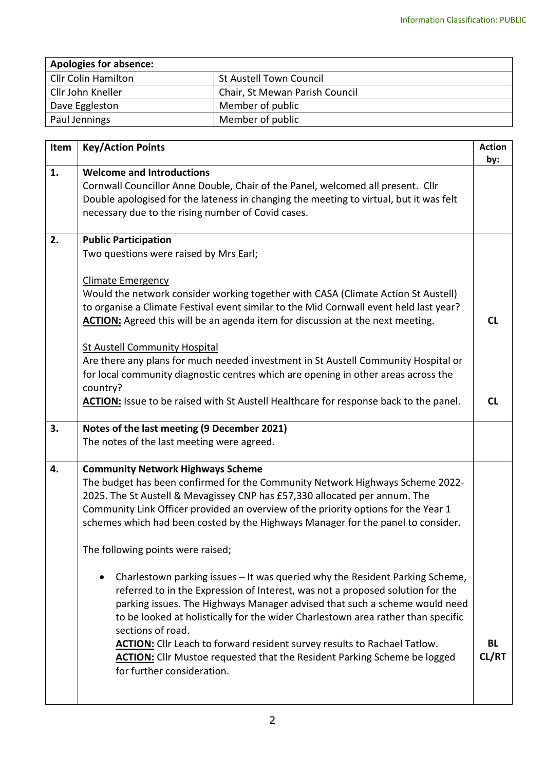| Apologies for absence: | |
|---|---|
| Cllr Colin Hamilton | St Austell Town Council |
| Cllr John Kneller | Chair, St Mewan Parish Council |
| Dave Eggleston | Member of public |
| Paul Jennings | Member of public |

| Item | Key/Action Points | Action by: |
|---|---|---|
| 1. | **Welcome and Introductions**<br>Cornwall Councillor Anne Double, Chair of the Panel, welcomed all present. Cllr Double apologised for the lateness in changing the meeting to virtual, but it was felt necessary due to the rising number of Covid cases. | |
| 2. | **Public Participation**<br>Two questions were raised by Mrs Earl;<br><br><u>Climate Emergency</u><br>Would the network consider working together with CASA (Climate Action St Austell) to organise a Climate Festival event similar to the Mid Cornwall event held last year?<br>**<u>ACTION:</u>** Agreed this will be an agenda item for discussion at the next meeting.<br><br><u>St Austell Community Hospital</u><br>Are there any plans for much needed investment in St Austell Community Hospital or for local community diagnostic centres which are opening in other areas across the country?<br>**<u>ACTION:</u>** Issue to be raised with St Austell Healthcare for response back to the panel. | **CL**<br><br>**CL** |
| 3. | **Notes of the last meeting (9 December 2021)**<br>The notes of the last meeting were agreed. | |
| 4. | **Community Network Highways Scheme**<br>The budget has been confirmed for the Community Network Highways Scheme 2022-2025. The St Austell & Mevagissey CNP has £57,330 allocated per annum. The Community Link Officer provided an overview of the priority options for the Year 1 schemes which had been costed by the Highways Manager for the panel to consider.<br><br>The following points were raised;<br><br>• Charlestown parking issues – It was queried why the Resident Parking Scheme, referred to in the Expression of Interest, was not a proposed solution for the parking issues. The Highways Manager advised that such a scheme would need to be looked at holistically for the wider Charlestown area rather than specific sections of road.<br>**<u>ACTION:</u>** Cllr Leach to forward resident survey results to Rachael Tatlow.<br>**<u>ACTION:</u>** Cllr Mustoe requested that the Resident Parking Scheme be logged for further consideration. | **BL**<br>**CL/RT** |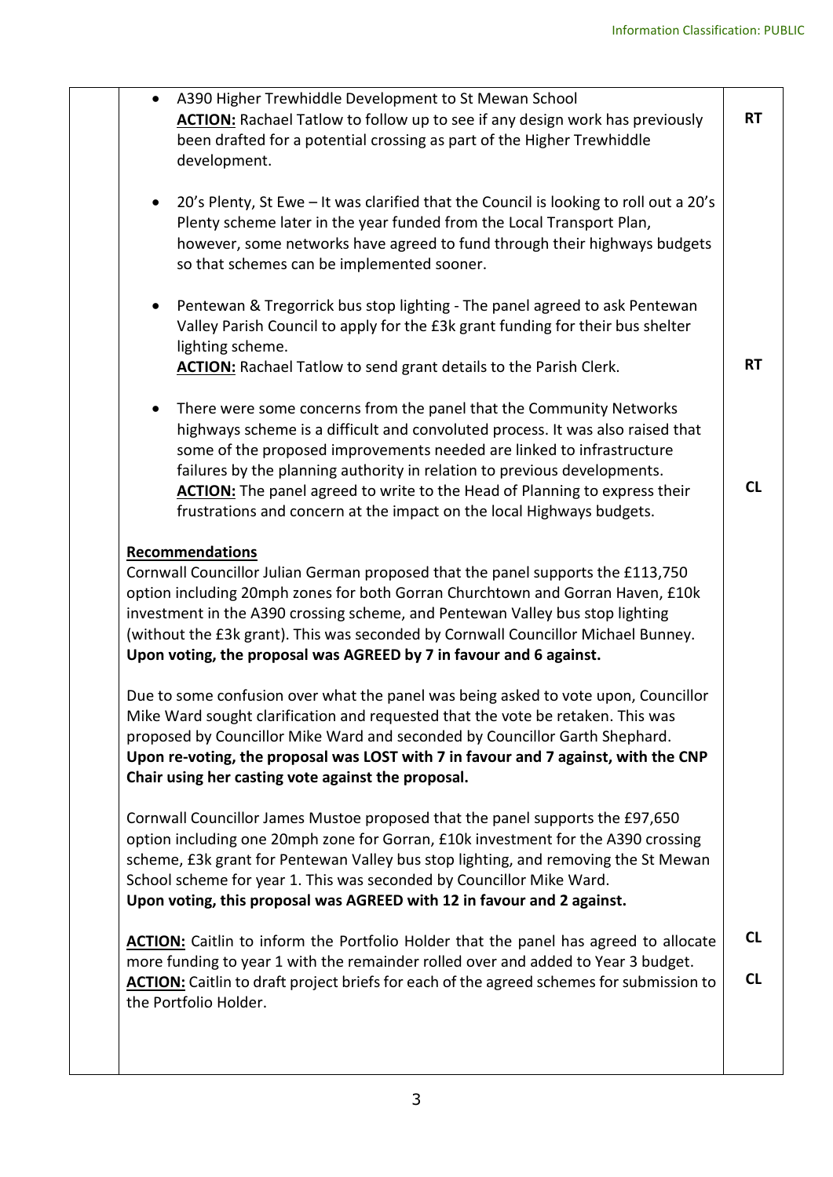| | | |
|---|---|---|
| | - A390 Higher Trewhiddle Development to St Mewan School<br>**ACTION:** Rachael Tatlow to follow up to see if any design work has previously been drafted for a potential crossing as part of the Higher Trewhiddle development. | **RT** |
| | - 20's Plenty, St Ewe – It was clarified that the Council is looking to roll out a 20's Plenty scheme later in the year funded from the Local Transport Plan, however, some networks have agreed to fund through their highways budgets so that schemes can be implemented sooner. | |
| | - Pentewan & Tregorrick bus stop lighting - The panel agreed to ask Pentewan Valley Parish Council to apply for the £3k grant funding for their bus shelter lighting scheme.<br>**ACTION:** Rachael Tatlow to send grant details to the Parish Clerk. | **RT** |
| | - There were some concerns from the panel that the Community Networks highways scheme is a difficult and convoluted process. It was also raised that some of the proposed improvements needed are linked to infrastructure failures by the planning authority in relation to previous developments.<br>**ACTION:** The panel agreed to write to the Head of Planning to express their frustrations and concern at the impact on the local Highways budgets. | **CL** |
| | **Recommendations**<br>Cornwall Councillor Julian German proposed that the panel supports the £113,750 option including 20mph zones for both Gorran Churchtown and Gorran Haven, £10k investment in the A390 crossing scheme, and Pentewan Valley bus stop lighting (without the £3k grant). This was seconded by Cornwall Councillor Michael Bunney.<br>**Upon voting, the proposal was AGREED by 7 in favour and 6 against.**<br><br>Due to some confusion over what the panel was being asked to vote upon, Councillor Mike Ward sought clarification and requested that the vote be retaken. This was proposed by Councillor Mike Ward and seconded by Councillor Garth Shephard.<br>**Upon re-voting, the proposal was LOST with 7 in favour and 7 against, with the CNP Chair using her casting vote against the proposal.**<br><br>Cornwall Councillor James Mustoe proposed that the panel supports the £97,650 option including one 20mph zone for Gorran, £10k investment for the A390 crossing scheme, £3k grant for Pentewan Valley bus stop lighting, and removing the St Mewan School scheme for year 1. This was seconded by Councillor Mike Ward.<br>**Upon voting, this proposal was AGREED with 12 in favour and 2 against.** | |
| | **ACTION:** Caitlin to inform the Portfolio Holder that the panel has agreed to allocate more funding to year 1 with the remainder rolled over and added to Year 3 budget.<br>**ACTION:** Caitlin to draft project briefs for each of the agreed schemes for submission to the Portfolio Holder. | **CL**<br><br>**CL** |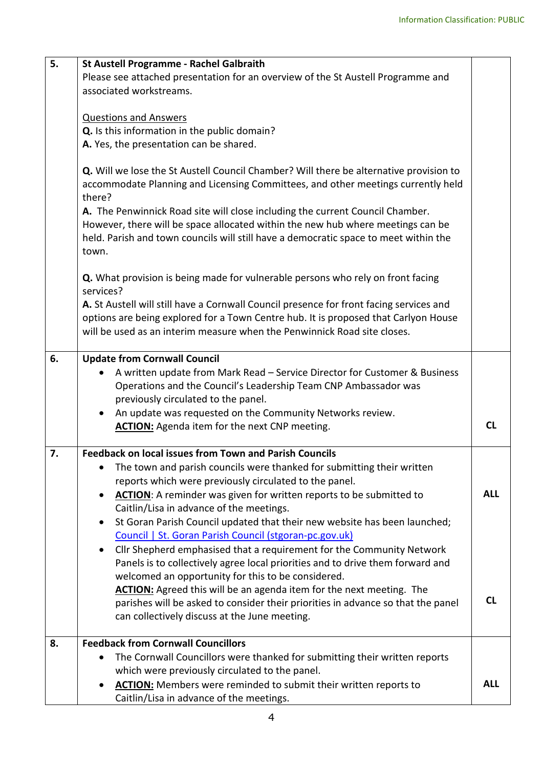| | | |
|---|---|---|
| 5. | **St Austell Programme - Rachel Galbraith**<br>Please see attached presentation for an overview of the St Austell Programme and associated workstreams.<br><br>Questions and Answers<br>**Q.** Is this information in the public domain?<br>**A.** Yes, the presentation can be shared.<br><br>**Q.** Will we lose the St Austell Council Chamber? Will there be alternative provision to accommodate Planning and Licensing Committees, and other meetings currently held there?<br>**A.** The Penwinnick Road site will close including the current Council Chamber. However, there will be space allocated within the new hub where meetings can be held. Parish and town councils will still have a democratic space to meet within the town.<br><br>**Q.** What provision is being made for vulnerable persons who rely on front facing services?<br>**A.** St Austell will still have a Cornwall Council presence for front facing services and options are being explored for a Town Centre hub. It is proposed that Carlyon House will be used as an interim measure when the Penwinnick Road site closes. | |
| 6. | **Update from Cornwall Council**<br>• A written update from Mark Read – Service Director for Customer & Business Operations and the Council's Leadership Team CNP Ambassador was previously circulated to the panel.<br>• An update was requested on the Community Networks review.<br>**ACTION:** Agenda item for the next CNP meeting. | **CL** |
| 7. | **Feedback on local issues from Town and Parish Councils**<br>• The town and parish councils were thanked for submitting their written reports which were previously circulated to the panel.<br>• **ACTION**: A reminder was given for written reports to be submitted to Caitlin/Lisa in advance of the meetings.<br>• St Goran Parish Council updated that their new website has been launched; [Council \| St. Goran Parish Council (stgoran-pc.gov.uk)]<br>• Cllr Shepherd emphasised that a requirement for the Community Network Panels is to collectively agree local priorities and to drive them forward and welcomed an opportunity for this to be considered.<br>**ACTION:** Agreed this will be an agenda item for the next meeting. The parishes will be asked to consider their priorities in advance so that the panel can collectively discuss at the June meeting. | **ALL**<br><br><br><br><br><br>**CL** |
| 8. | **Feedback from Cornwall Councillors**<br>• The Cornwall Councillors were thanked for submitting their written reports which were previously circulated to the panel.<br>• **ACTION:** Members were reminded to submit their written reports to Caitlin/Lisa in advance of the meetings. | **ALL** |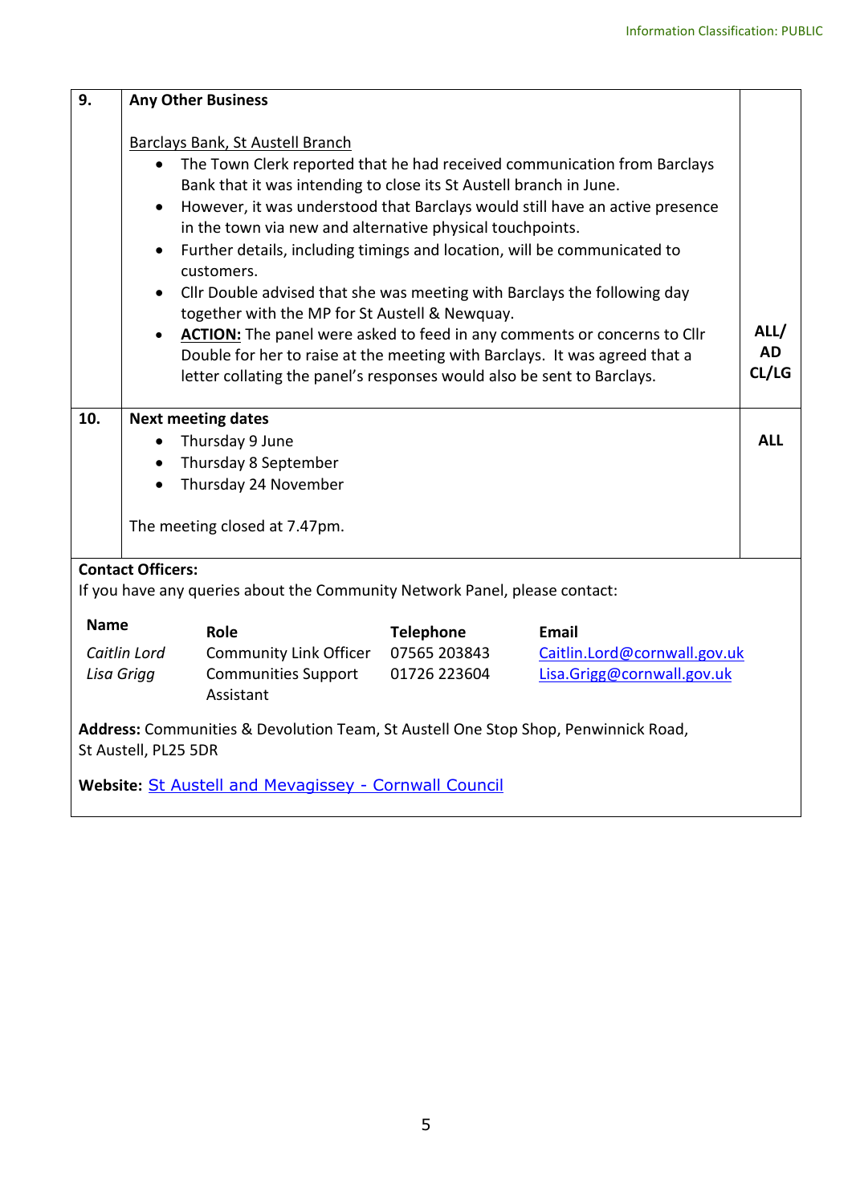| | | |
|---|---|---|
| **9.** | **Any Other Business**<br><br>Barclays Bank, St Austell Branch<br>• The Town Clerk reported that he had received communication from Barclays Bank that it was intending to close its St Austell branch in June.<br>• However, it was understood that Barclays would still have an active presence in the town via new and alternative physical touchpoints.<br>• Further details, including timings and location, will be communicated to customers.<br>• Cllr Double advised that she was meeting with Barclays the following day together with the MP for St Austell & Newquay.<br>• **ACTION:** The panel were asked to feed in any comments or concerns to Cllr Double for her to raise at the meeting with Barclays. It was agreed that a letter collating the panel's responses would also be sent to Barclays. | **ALL/ AD CL/LG** |
| **10.** | **Next meeting dates**<br>• Thursday 9 June<br>• Thursday 8 September<br>• Thursday 24 November<br><br>The meeting closed at 7.47pm. | **ALL** |

**Contact Officers:**

If you have any queries about the Community Network Panel, please contact:

| Name | Role | Telephone | Email |
|---|---|---|---|
| *Caitlin Lord* | Community Link Officer | 07565 203843 | Caitlin.Lord@cornwall.gov.uk |
| *Lisa Grigg* | Communities Support Assistant | 01726 223604 | Lisa.Grigg@cornwall.gov.uk |

**Address:** Communities & Devolution Team, St Austell One Stop Shop, Penwinnick Road, St Austell, PL25 5DR

**Website:** St Austell and Mevagissey - Cornwall Council